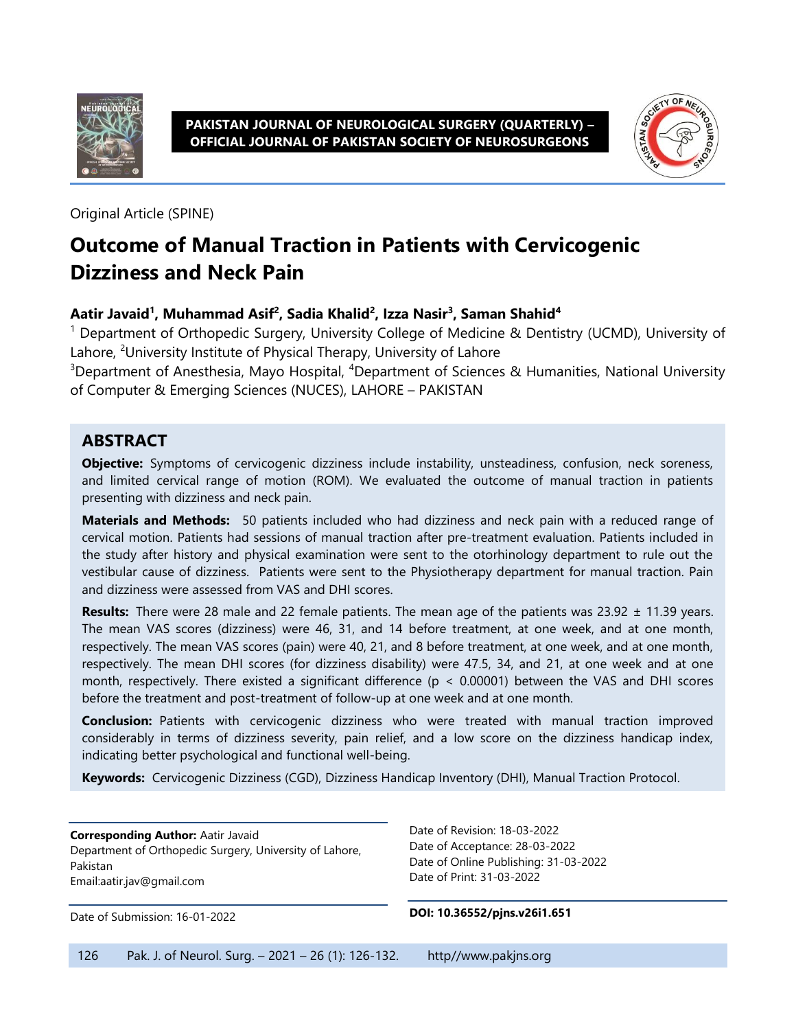PAKISTAN JOURNAL OF NEUROLOGICAL SURGERY (QUARTERLY) – OFFICIAL JOURNAL OF PAKISTAN SOCIETY OF NEUROSURGEONS

Original Article (SPINE)

# Outcome of Manual Traction in Patients with Cervicogenic Dizziness and Neck Pain

**Aatir Javaid[1], Muhammad Asif[2], Sadia Khalid[2], Izza Nasir[3], Saman Shahid[4]**

[1] Department of Orthopedic Surgery, University College of Medicine & Dentistry (UCMD), University of Lahore, [2]University Institute of Physical Therapy, University of Lahore

[3]Department of Anesthesia, Mayo Hospital, [4]Department of Sciences & Humanities, National University of Computer & Emerging Sciences (NUCES), LAHORE – PAKISTAN

## ABSTRACT

**Objective:** Symptoms of cervicogenic dizziness include instability, unsteadiness, confusion, neck soreness, and limited cervical range of motion (ROM). We evaluated the outcome of manual traction in patients presenting with dizziness and neck pain.

**Materials and Methods:** 50 patients included who had dizziness and neck pain with a reduced range of cervical motion. Patients had sessions of manual traction after pre-treatment evaluation. Patients included in the study after history and physical examination were sent to the otorhinology department to rule out the vestibular cause of dizziness. Patients were sent to the Physiotherapy department for manual traction. Pain and dizziness were assessed from VAS and DHI scores.

**Results:** There were 28 male and 22 female patients. The mean age of the patients was 23.92 ± 11.39 years. The mean VAS scores (dizziness) were 46, 31, and 14 before treatment, at one week, and at one month, respectively. The mean VAS scores (pain) were 40, 21, and 8 before treatment, at one week, and at one month, respectively. The mean DHI scores (for dizziness disability) were 47.5, 34, and 21, at one week and at one month, respectively. There existed a significant difference ($p < 0.00001$) between the VAS and DHI scores before the treatment and post-treatment of follow-up at one week and at one month.

**Conclusion:** Patients with cervicogenic dizziness who were treated with manual traction improved considerably in terms of dizziness severity, pain relief, and a low score on the dizziness handicap index, indicating better psychological and functional well-being.

**Keywords:** Cervicogenic Dizziness (CGD), Dizziness Handicap Inventory (DHI), Manual Traction Protocol.

**Corresponding Author:** Aatir Javaid
Department of Orthopedic Surgery, University of Lahore, Pakistan
Email:aatir.jav@gmail.com

Date of Submission: 16-01-2022

Date of Revision: 18-03-2022
Date of Acceptance: 28-03-2022
Date of Online Publishing: 31-03-2022
Date of Print: 31-03-2022

**DOI: 10.36552/pjns.v26i1.651**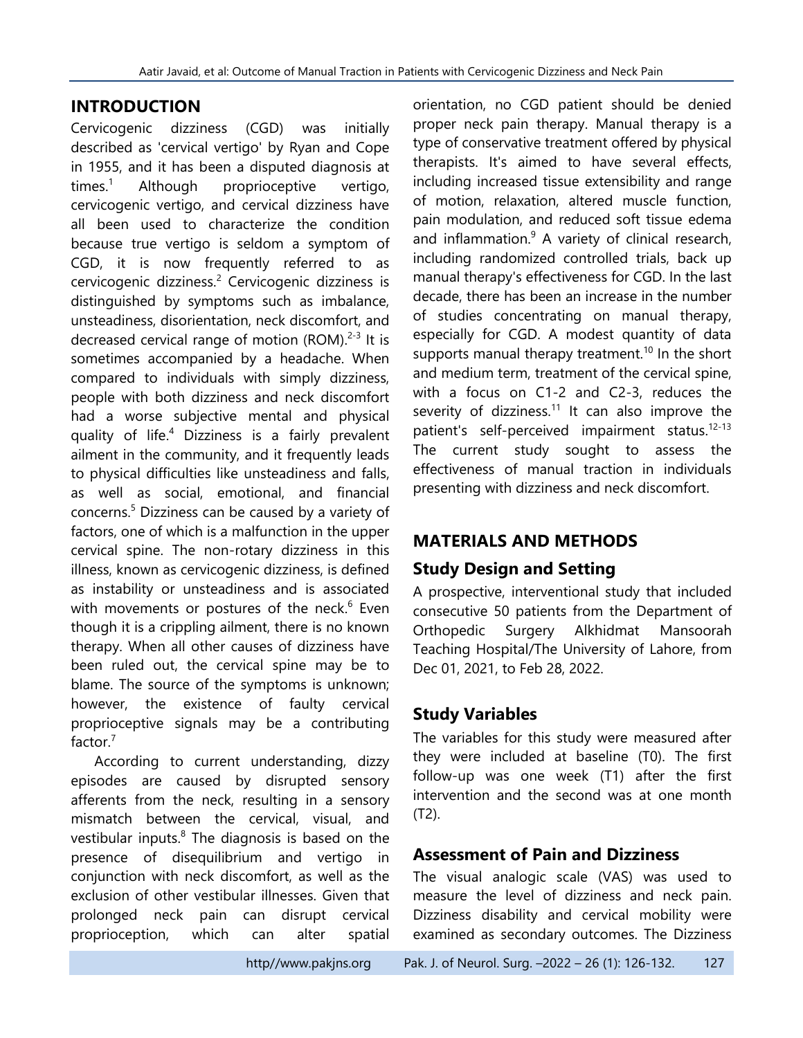## INTRODUCTION

Cervicogenic dizziness (CGD) was initially described as 'cervical vertigo' by Ryan and Cope in 1955, and it has been a disputed diagnosis at times.[1] Although proprioceptive vertigo, cervicogenic vertigo, and cervical dizziness have all been used to characterize the condition because true vertigo is seldom a symptom of CGD, it is now frequently referred to as cervicogenic dizziness.[2] Cervicogenic dizziness is distinguished by symptoms such as imbalance, unsteadiness, disorientation, neck discomfort, and decreased cervical range of motion (ROM).[2-3] It is sometimes accompanied by a headache. When compared to individuals with simply dizziness, people with both dizziness and neck discomfort had a worse subjective mental and physical quality of life.[4] Dizziness is a fairly prevalent ailment in the community, and it frequently leads to physical difficulties like unsteadiness and falls, as well as social, emotional, and financial concerns.[5] Dizziness can be caused by a variety of factors, one of which is a malfunction in the upper cervical spine. The non-rotary dizziness in this illness, known as cervicogenic dizziness, is defined as instability or unsteadiness and is associated with movements or postures of the neck.[6] Even though it is a crippling ailment, there is no known therapy. When all other causes of dizziness have been ruled out, the cervical spine may be to blame. The source of the symptoms is unknown; however, the existence of faulty cervical proprioceptive signals may be a contributing factor.[7]

According to current understanding, dizzy episodes are caused by disrupted sensory afferents from the neck, resulting in a sensory mismatch between the cervical, visual, and vestibular inputs.[8] The diagnosis is based on the presence of disequilibrium and vertigo in conjunction with neck discomfort, as well as the exclusion of other vestibular illnesses. Given that prolonged neck pain can disrupt cervical proprioception, which can alter spatial orientation, no CGD patient should be denied proper neck pain therapy. Manual therapy is a type of conservative treatment offered by physical therapists. It's aimed to have several effects, including increased tissue extensibility and range of motion, relaxation, altered muscle function, pain modulation, and reduced soft tissue edema and inflammation.[9] A variety of clinical research, including randomized controlled trials, back up manual therapy's effectiveness for CGD. In the last decade, there has been an increase in the number of studies concentrating on manual therapy, especially for CGD. A modest quantity of data supports manual therapy treatment.[10] In the short and medium term, treatment of the cervical spine, with a focus on C1-2 and C2-3, reduces the severity of dizziness.[11] It can also improve the patient's self-perceived impairment status.[12-13] The current study sought to assess the effectiveness of manual traction in individuals presenting with dizziness and neck discomfort.

## MATERIALS AND METHODS

### Study Design and Setting

A prospective, interventional study that included consecutive 50 patients from the Department of Orthopedic Surgery Alkhidmat Mansoorah Teaching Hospital/The University of Lahore, from Dec 01, 2021, to Feb 28, 2022.

### Study Variables

The variables for this study were measured after they were included at baseline (T0). The first follow-up was one week (T1) after the first intervention and the second was at one month (T2).

### Assessment of Pain and Dizziness

The visual analogic scale (VAS) was used to measure the level of dizziness and neck pain. Dizziness disability and cervical mobility were examined as secondary outcomes. The Dizziness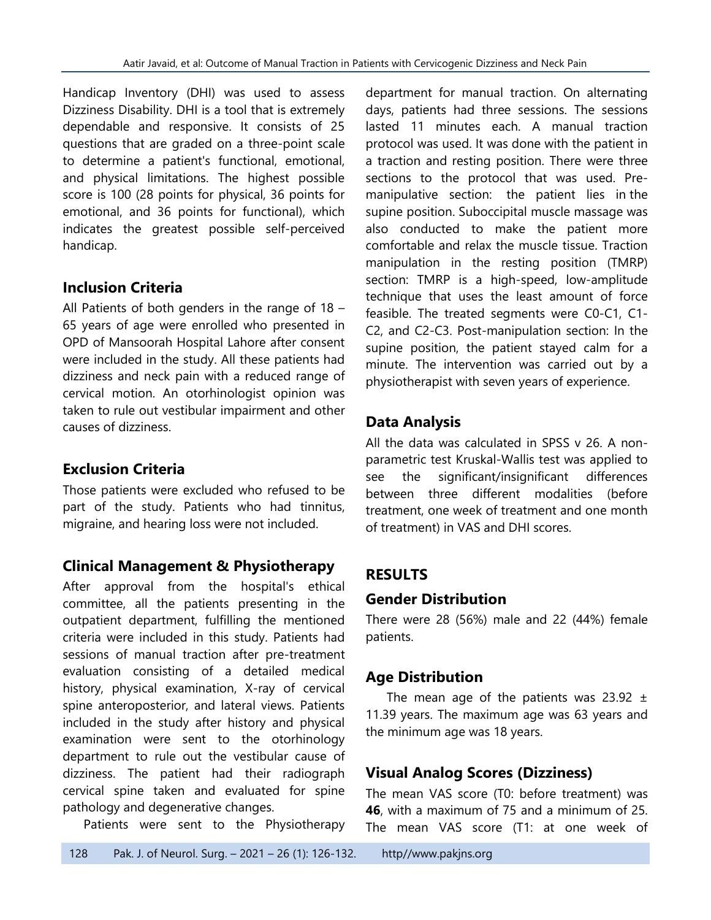Handicap Inventory (DHI) was used to assess Dizziness Disability. DHI is a tool that is extremely dependable and responsive. It consists of 25 questions that are graded on a three-point scale to determine a patient's functional, emotional, and physical limitations. The highest possible score is 100 (28 points for physical, 36 points for emotional, and 36 points for functional), which indicates the greatest possible self-perceived handicap.

## Inclusion Criteria

All Patients of both genders in the range of 18 – 65 years of age were enrolled who presented in OPD of Mansoorah Hospital Lahore after consent were included in the study. All these patients had dizziness and neck pain with a reduced range of cervical motion. An otorhinologist opinion was taken to rule out vestibular impairment and other causes of dizziness.

## Exclusion Criteria

Those patients were excluded who refused to be part of the study. Patients who had tinnitus, migraine, and hearing loss were not included.

## Clinical Management & Physiotherapy

After approval from the hospital's ethical committee, all the patients presenting in the outpatient department, fulfilling the mentioned criteria were included in this study. Patients had sessions of manual traction after pre-treatment evaluation consisting of a detailed medical history, physical examination, X-ray of cervical spine anteroposterior, and lateral views. Patients included in the study after history and physical examination were sent to the otorhinology department to rule out the vestibular cause of dizziness. The patient had their radiograph cervical spine taken and evaluated for spine pathology and degenerative changes.

Patients were sent to the Physiotherapy department for manual traction. On alternating days, patients had three sessions. The sessions lasted 11 minutes each. A manual traction protocol was used. It was done with the patient in a traction and resting position. There were three sections to the protocol that was used. Pre-manipulative section: the patient lies in the supine position. Suboccipital muscle massage was also conducted to make the patient more comfortable and relax the muscle tissue. Traction manipulation in the resting position (TMRP) section: TMRP is a high-speed, low-amplitude technique that uses the least amount of force feasible. The treated segments were C0-C1, C1-C2, and C2-C3. Post-manipulation section: In the supine position, the patient stayed calm for a minute. The intervention was carried out by a physiotherapist with seven years of experience.

## Data Analysis

All the data was calculated in SPSS v 26. A non-parametric test Kruskal-Wallis test was applied to see the significant/insignificant differences between three different modalities (before treatment, one week of treatment and one month of treatment) in VAS and DHI scores.

# RESULTS

## Gender Distribution

There were 28 (56%) male and 22 (44%) female patients.

## Age Distribution

The mean age of the patients was 23.92 ± 11.39 years. The maximum age was 63 years and the minimum age was 18 years.

## Visual Analog Scores (Dizziness)

The mean VAS score (T0: before treatment) was **46**, with a maximum of 75 and a minimum of 25. The mean VAS score (T1: at one week of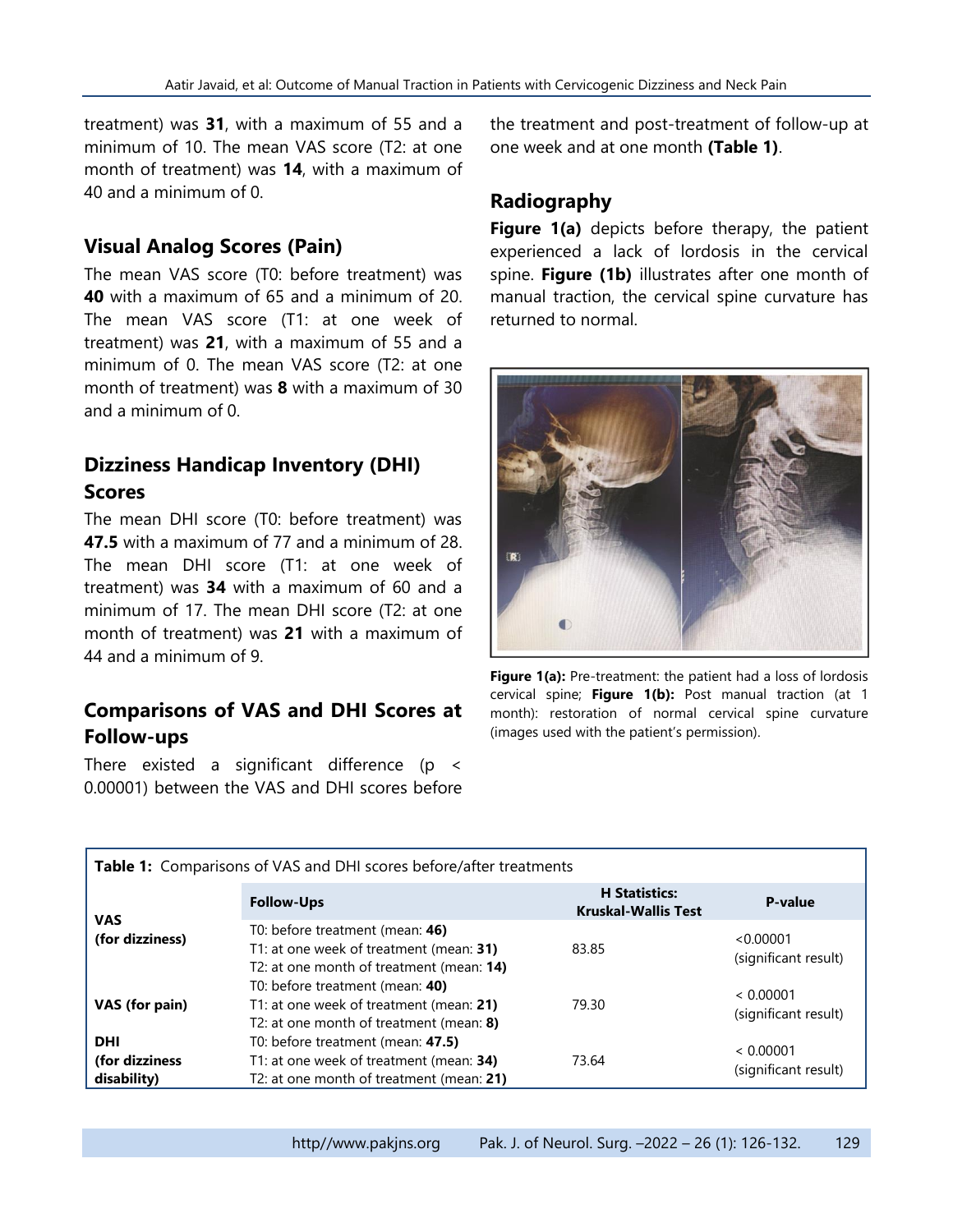treatment) was **31**, with a maximum of 55 and a minimum of 10. The mean VAS score (T2: at one month of treatment) was **14**, with a maximum of 40 and a minimum of 0.

## Visual Analog Scores (Pain)

The mean VAS score (T0: before treatment) was **40** with a maximum of 65 and a minimum of 20. The mean VAS score (T1: at one week of treatment) was **21**, with a maximum of 55 and a minimum of 0. The mean VAS score (T2: at one month of treatment) was **8** with a maximum of 30 and a minimum of 0.

## Dizziness Handicap Inventory (DHI) Scores

The mean DHI score (T0: before treatment) was **47.5** with a maximum of 77 and a minimum of 28. The mean DHI score (T1: at one week of treatment) was **34** with a maximum of 60 and a minimum of 17. The mean DHI score (T2: at one month of treatment) was **21** with a maximum of 44 and a minimum of 9.

## Comparisons of VAS and DHI Scores at Follow-ups

There existed a significant difference ($p < 0.00001$) between the VAS and DHI scores before the treatment and post-treatment of follow-up at one week and at one month **(Table 1)**.

## Radiography

**Figure 1(a)** depicts before therapy, the patient experienced a lack of lordosis in the cervical spine. **Figure (1b)** illustrates after one month of manual traction, the cervical spine curvature has returned to normal.

**Figure 1(a):** Pre-treatment: the patient had a loss of lordosis cervical spine; **Figure 1(b):** Post manual traction (at 1 month): restoration of normal cervical spine curvature (images used with the patient's permission).

**Table 1:** Comparisons of VAS and DHI scores before/after treatments

| | Follow-Ups | H Statistics: Kruskal-Wallis Test | P-value |
|---|---|---|---|
| **VAS (for dizziness)** | T0: before treatment (mean: **46**)<br>T1: at one week of treatment (mean: **31**)<br>T2: at one month of treatment (mean: **14**) | 83.85 | <0.00001 (significant result) |
| **VAS (for pain)** | T0: before treatment (mean: **40**)<br>T1: at one week of treatment (mean: **21**)<br>T2: at one month of treatment (mean: **8**) | 79.30 | < 0.00001 (significant result) |
| **DHI (for dizziness disability)** | T0: before treatment (mean: **47.5**)<br>T1: at one week of treatment (mean: **34**)<br>T2: at one month of treatment (mean: **21**) | 73.64 | < 0.00001 (significant result) |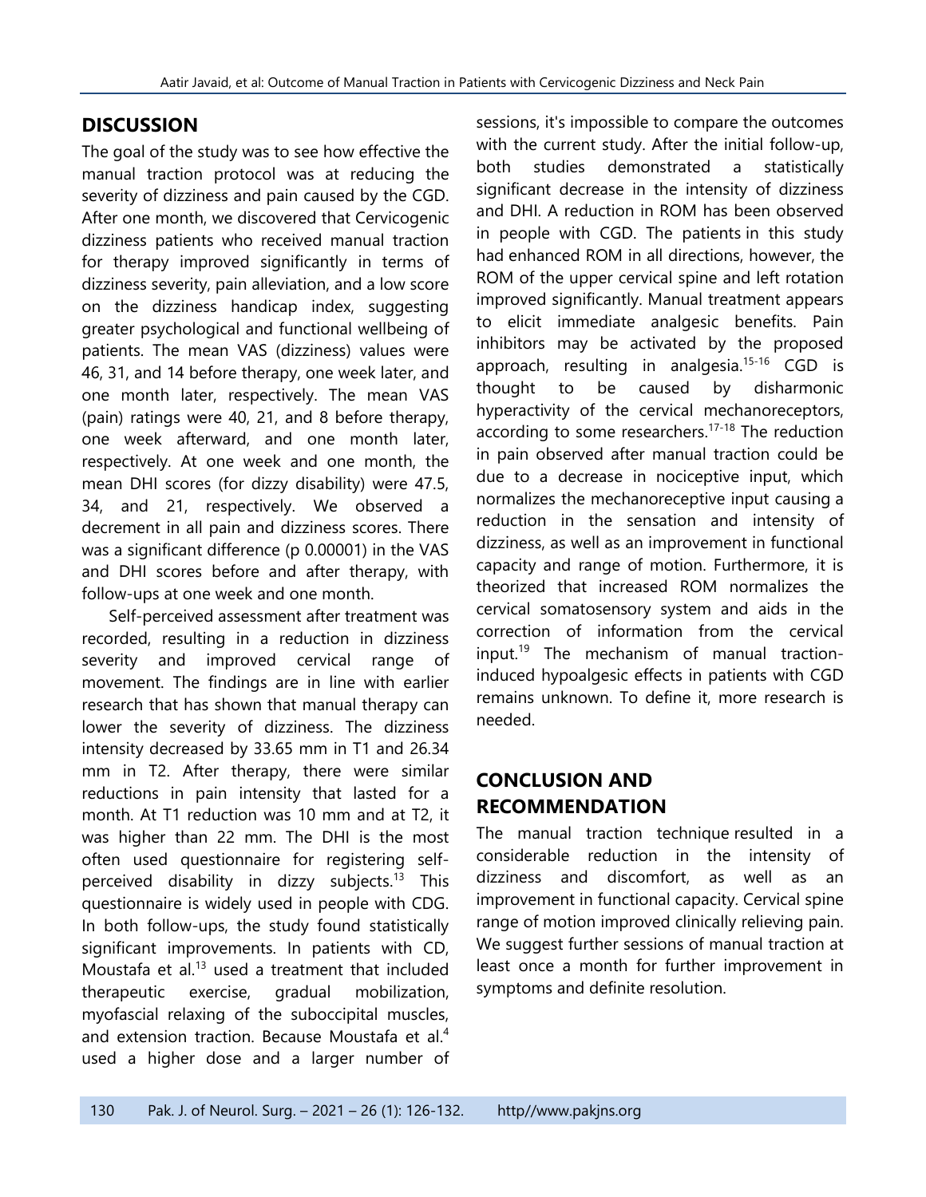## DISCUSSION

The goal of the study was to see how effective the manual traction protocol was at reducing the severity of dizziness and pain caused by the CGD. After one month, we discovered that Cervicogenic dizziness patients who received manual traction for therapy improved significantly in terms of dizziness severity, pain alleviation, and a low score on the dizziness handicap index, suggesting greater psychological and functional wellbeing of patients. The mean VAS (dizziness) values were 46, 31, and 14 before therapy, one week later, and one month later, respectively. The mean VAS (pain) ratings were 40, 21, and 8 before therapy, one week afterward, and one month later, respectively. At one week and one month, the mean DHI scores (for dizzy disability) were 47.5, 34, and 21, respectively. We observed a decrement in all pain and dizziness scores. There was a significant difference (p 0.00001) in the VAS and DHI scores before and after therapy, with follow-ups at one week and one month.

Self-perceived assessment after treatment was recorded, resulting in a reduction in dizziness severity and improved cervical range of movement. The findings are in line with earlier research that has shown that manual therapy can lower the severity of dizziness. The dizziness intensity decreased by 33.65 mm in T1 and 26.34 mm in T2. After therapy, there were similar reductions in pain intensity that lasted for a month. At T1 reduction was 10 mm and at T2, it was higher than 22 mm. The DHI is the most often used questionnaire for registering self-perceived disability in dizzy subjects.[13] This questionnaire is widely used in people with CDG. In both follow-ups, the study found statistically significant improvements. In patients with CD, Moustafa et al.[13] used a treatment that included therapeutic exercise, gradual mobilization, myofascial relaxing of the suboccipital muscles, and extension traction. Because Moustafa et al.[4] used a higher dose and a larger number of sessions, it's impossible to compare the outcomes with the current study. After the initial follow-up, both studies demonstrated a statistically significant decrease in the intensity of dizziness and DHI. A reduction in ROM has been observed in people with CGD. The patients in this study had enhanced ROM in all directions, however, the ROM of the upper cervical spine and left rotation improved significantly. Manual treatment appears to elicit immediate analgesic benefits. Pain inhibitors may be activated by the proposed approach, resulting in analgesia.[15-16] CGD is thought to be caused by disharmonic hyperactivity of the cervical mechanoreceptors, according to some researchers.[17-18] The reduction in pain observed after manual traction could be due to a decrease in nociceptive input, which normalizes the mechanoreceptive input causing a reduction in the sensation and intensity of dizziness, as well as an improvement in functional capacity and range of motion. Furthermore, it is theorized that increased ROM normalizes the cervical somatosensory system and aids in the correction of information from the cervical input.[19] The mechanism of manual traction-induced hypoalgesic effects in patients with CGD remains unknown. To define it, more research is needed.

## CONCLUSION AND RECOMMENDATION

The manual traction technique resulted in a considerable reduction in the intensity of dizziness and discomfort, as well as an improvement in functional capacity. Cervical spine range of motion improved clinically relieving pain. We suggest further sessions of manual traction at least once a month for further improvement in symptoms and definite resolution.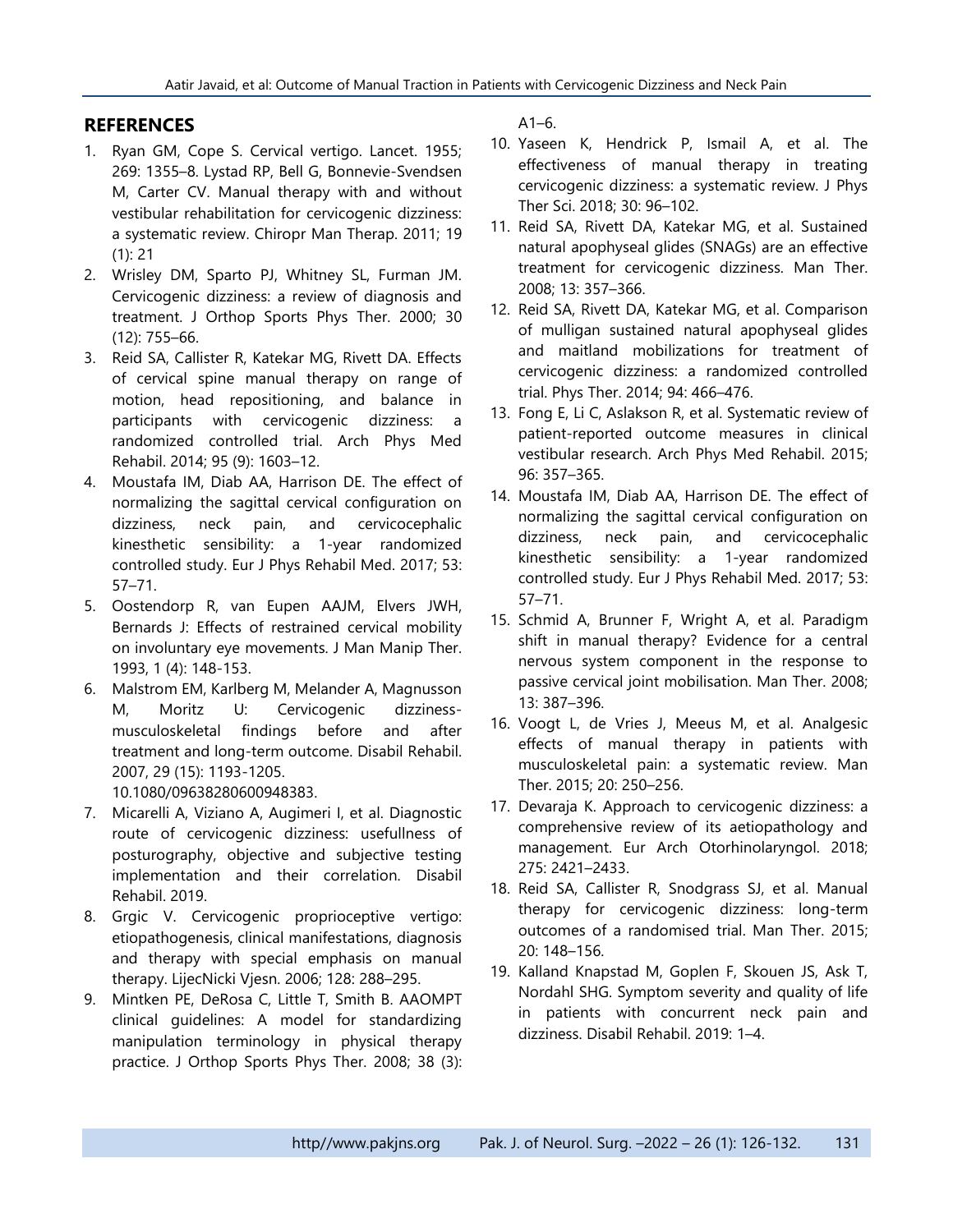## REFERENCES

1. Ryan GM, Cope S. Cervical vertigo. Lancet. 1955; 269: 1355–8. Lystad RP, Bell G, Bonnevie-Svendsen M, Carter CV. Manual therapy with and without vestibular rehabilitation for cervicogenic dizziness: a systematic review. Chiropr Man Therap. 2011; 19 (1): 21
2. Wrisley DM, Sparto PJ, Whitney SL, Furman JM. Cervicogenic dizziness: a review of diagnosis and treatment. J Orthop Sports Phys Ther. 2000; 30 (12): 755–66.
3. Reid SA, Callister R, Katekar MG, Rivett DA. Effects of cervical spine manual therapy on range of motion, head repositioning, and balance in participants with cervicogenic dizziness: a randomized controlled trial. Arch Phys Med Rehabil. 2014; 95 (9): 1603–12.
4. Moustafa IM, Diab AA, Harrison DE. The effect of normalizing the sagittal cervical configuration on dizziness, neck pain, and cervicocephalic kinesthetic sensibility: a 1-year randomized controlled study. Eur J Phys Rehabil Med. 2017; 53: 57–71.
5. Oostendorp R, van Eupen AAJM, Elvers JWH, Bernards J: Effects of restrained cervical mobility on involuntary eye movements. J Man Manip Ther. 1993, 1 (4): 148-153.
6. Malstrom EM, Karlberg M, Melander A, Magnusson M, Moritz U: Cervicogenic dizziness-musculoskeletal findings before and after treatment and long-term outcome. Disabil Rehabil. 2007, 29 (15): 1193-1205. 10.1080/09638280600948383.
7. Micarelli A, Viziano A, Augimeri I, et al. Diagnostic route of cervicogenic dizziness: usefullness of posturography, objective and subjective testing implementation and their correlation. Disabil Rehabil. 2019.
8. Grgic V. Cervicogenic proprioceptive vertigo: etiopathogenesis, clinical manifestations, diagnosis and therapy with special emphasis on manual therapy. LijecNicki Vjesn. 2006; 128: 288–295.
9. Mintken PE, DeRosa C, Little T, Smith B. AAOMPT clinical guidelines: A model for standardizing manipulation terminology in physical therapy practice. J Orthop Sports Phys Ther. 2008; 38 (3): A1–6.
10. Yaseen K, Hendrick P, Ismail A, et al. The effectiveness of manual therapy in treating cervicogenic dizziness: a systematic review. J Phys Ther Sci. 2018; 30: 96–102.
11. Reid SA, Rivett DA, Katekar MG, et al. Sustained natural apophyseal glides (SNAGs) are an effective treatment for cervicogenic dizziness. Man Ther. 2008; 13: 357–366.
12. Reid SA, Rivett DA, Katekar MG, et al. Comparison of mulligan sustained natural apophyseal glides and maitland mobilizations for treatment of cervicogenic dizziness: a randomized controlled trial. Phys Ther. 2014; 94: 466–476.
13. Fong E, Li C, Aslakson R, et al. Systematic review of patient-reported outcome measures in clinical vestibular research. Arch Phys Med Rehabil. 2015; 96: 357–365.
14. Moustafa IM, Diab AA, Harrison DE. The effect of normalizing the sagittal cervical configuration on dizziness, neck pain, and cervicocephalic kinesthetic sensibility: a 1-year randomized controlled study. Eur J Phys Rehabil Med. 2017; 53: 57–71.
15. Schmid A, Brunner F, Wright A, et al. Paradigm shift in manual therapy? Evidence for a central nervous system component in the response to passive cervical joint mobilisation. Man Ther. 2008; 13: 387–396.
16. Voogt L, de Vries J, Meeus M, et al. Analgesic effects of manual therapy in patients with musculoskeletal pain: a systematic review. Man Ther. 2015; 20: 250–256.
17. Devaraja K. Approach to cervicogenic dizziness: a comprehensive review of its aetiopathology and management. Eur Arch Otorhinolaryngol. 2018; 275: 2421–2433.
18. Reid SA, Callister R, Snodgrass SJ, et al. Manual therapy for cervicogenic dizziness: long-term outcomes of a randomised trial. Man Ther. 2015; 20: 148–156.
19. Kalland Knapstad M, Goplen F, Skouen JS, Ask T, Nordahl SHG. Symptom severity and quality of life in patients with concurrent neck pain and dizziness. Disabil Rehabil. 2019: 1–4.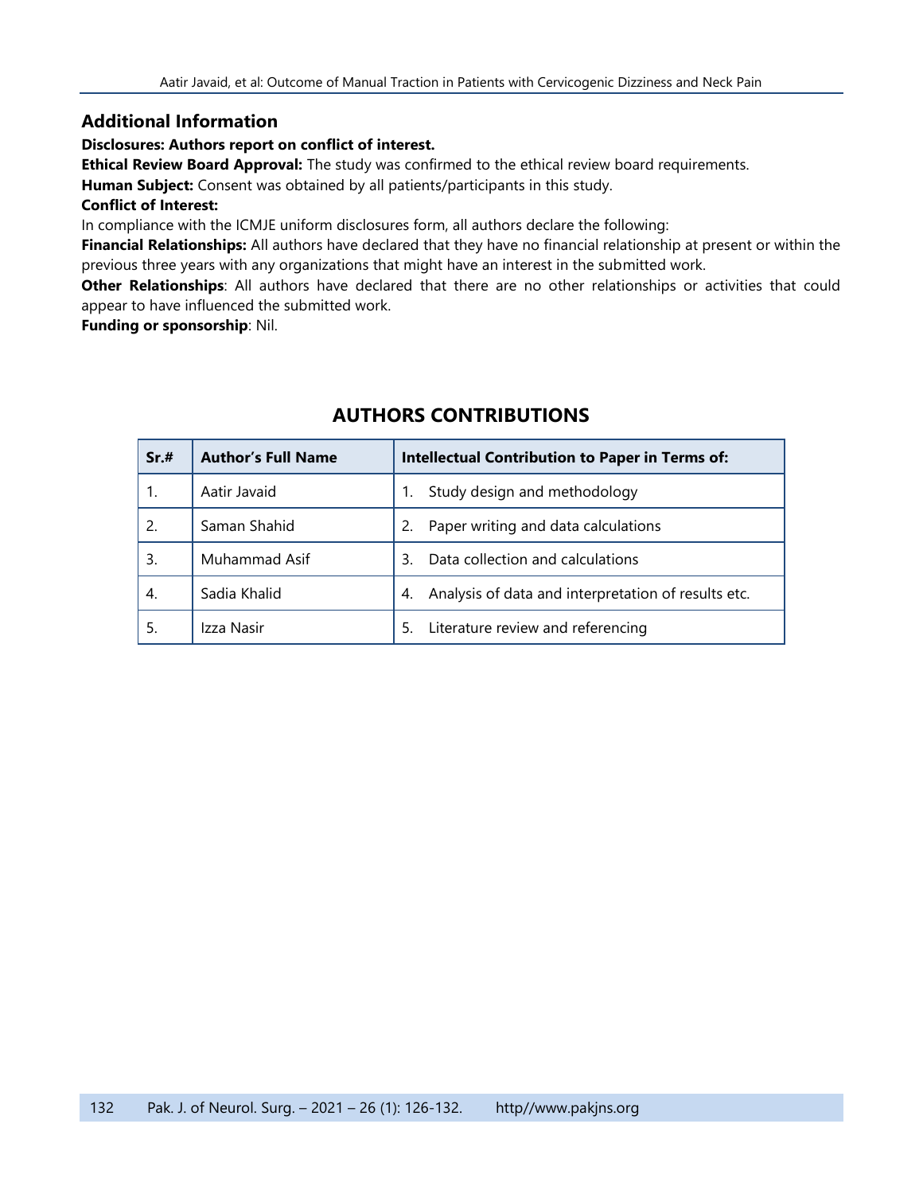## Additional Information

**Disclosures: Authors report on conflict of interest.**

**Ethical Review Board Approval:** The study was confirmed to the ethical review board requirements.

**Human Subject:** Consent was obtained by all patients/participants in this study.

**Conflict of Interest:**

In compliance with the ICMJE uniform disclosures form, all authors declare the following:

**Financial Relationships:** All authors have declared that they have no financial relationship at present or within the previous three years with any organizations that might have an interest in the submitted work.

**Other Relationships**: All authors have declared that there are no other relationships or activities that could appear to have influenced the submitted work.

**Funding or sponsorship**: Nil.

## AUTHORS CONTRIBUTIONS

| Sr.# | Author's Full Name | Intellectual Contribution to Paper in Terms of: |
|---|---|---|
| 1. | Aatir Javaid | 1. Study design and methodology |
| 2. | Saman Shahid | 2. Paper writing and data calculations |
| 3. | Muhammad Asif | 3. Data collection and calculations |
| 4. | Sadia Khalid | 4. Analysis of data and interpretation of results etc. |
| 5. | Izza Nasir | 5. Literature review and referencing |